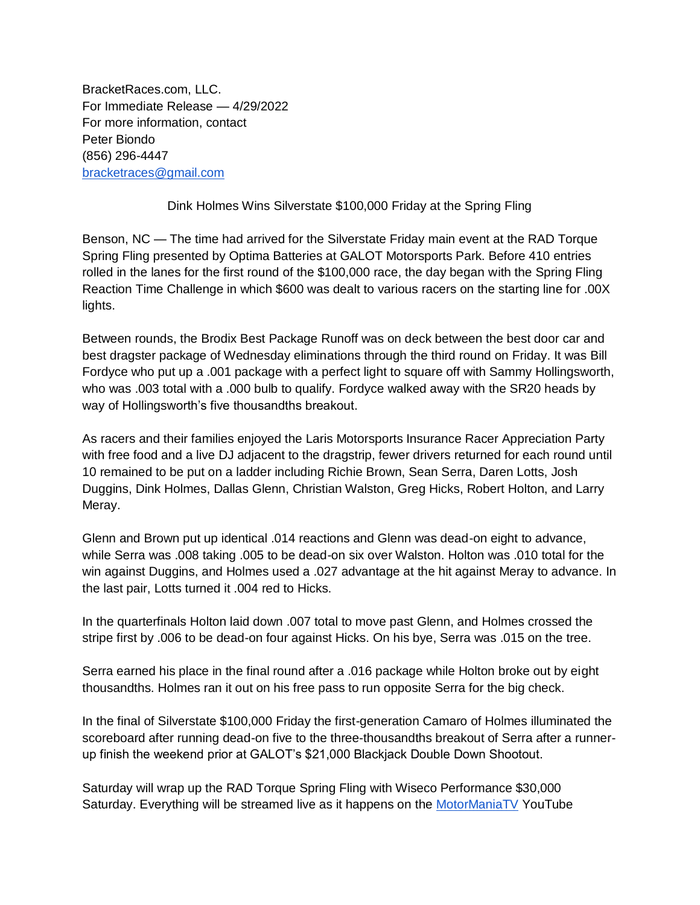BracketRaces.com, LLC.
For Immediate Release — 4/29/2022
For more information, contact
Peter Biondo
(856) 296-4447
bracketraces@gmail.com

## Dink Holmes Wins Silverstate $100,000 Friday at the Spring Fling

Benson, NC — The time had arrived for the Silverstate Friday main event at the RAD Torque Spring Fling presented by Optima Batteries at GALOT Motorsports Park. Before 410 entries rolled in the lanes for the first round of the $100,000 race, the day began with the Spring Fling Reaction Time Challenge in which $600 was dealt to various racers on the starting line for .00X lights.

Between rounds, the Brodix Best Package Runoff was on deck between the best door car and best dragster package of Wednesday eliminations through the third round on Friday. It was Bill Fordyce who put up a .001 package with a perfect light to square off with Sammy Hollingsworth, who was .003 total with a .000 bulb to qualify. Fordyce walked away with the SR20 heads by way of Hollingsworth's five thousandths breakout.

As racers and their families enjoyed the Laris Motorsports Insurance Racer Appreciation Party with free food and a live DJ adjacent to the dragstrip, fewer drivers returned for each round until 10 remained to be put on a ladder including Richie Brown, Sean Serra, Daren Lotts, Josh Duggins, Dink Holmes, Dallas Glenn, Christian Walston, Greg Hicks, Robert Holton, and Larry Meray.

Glenn and Brown put up identical .014 reactions and Glenn was dead-on eight to advance, while Serra was .008 taking .005 to be dead-on six over Walston. Holton was .010 total for the win against Duggins, and Holmes used a .027 advantage at the hit against Meray to advance. In the last pair, Lotts turned it .004 red to Hicks.

In the quarterfinals Holton laid down .007 total to move past Glenn, and Holmes crossed the stripe first by .006 to be dead-on four against Hicks. On his bye, Serra was .015 on the tree.

Serra earned his place in the final round after a .016 package while Holton broke out by eight thousandths. Holmes ran it out on his free pass to run opposite Serra for the big check.

In the final of Silverstate $100,000 Friday the first-generation Camaro of Holmes illuminated the scoreboard after running dead-on five to the three-thousandths breakout of Serra after a runner-up finish the weekend prior at GALOT's $21,000 Blackjack Double Down Shootout.

Saturday will wrap up the RAD Torque Spring Fling with Wiseco Performance $30,000 Saturday. Everything will be streamed live as it happens on the MotorManiaTV YouTube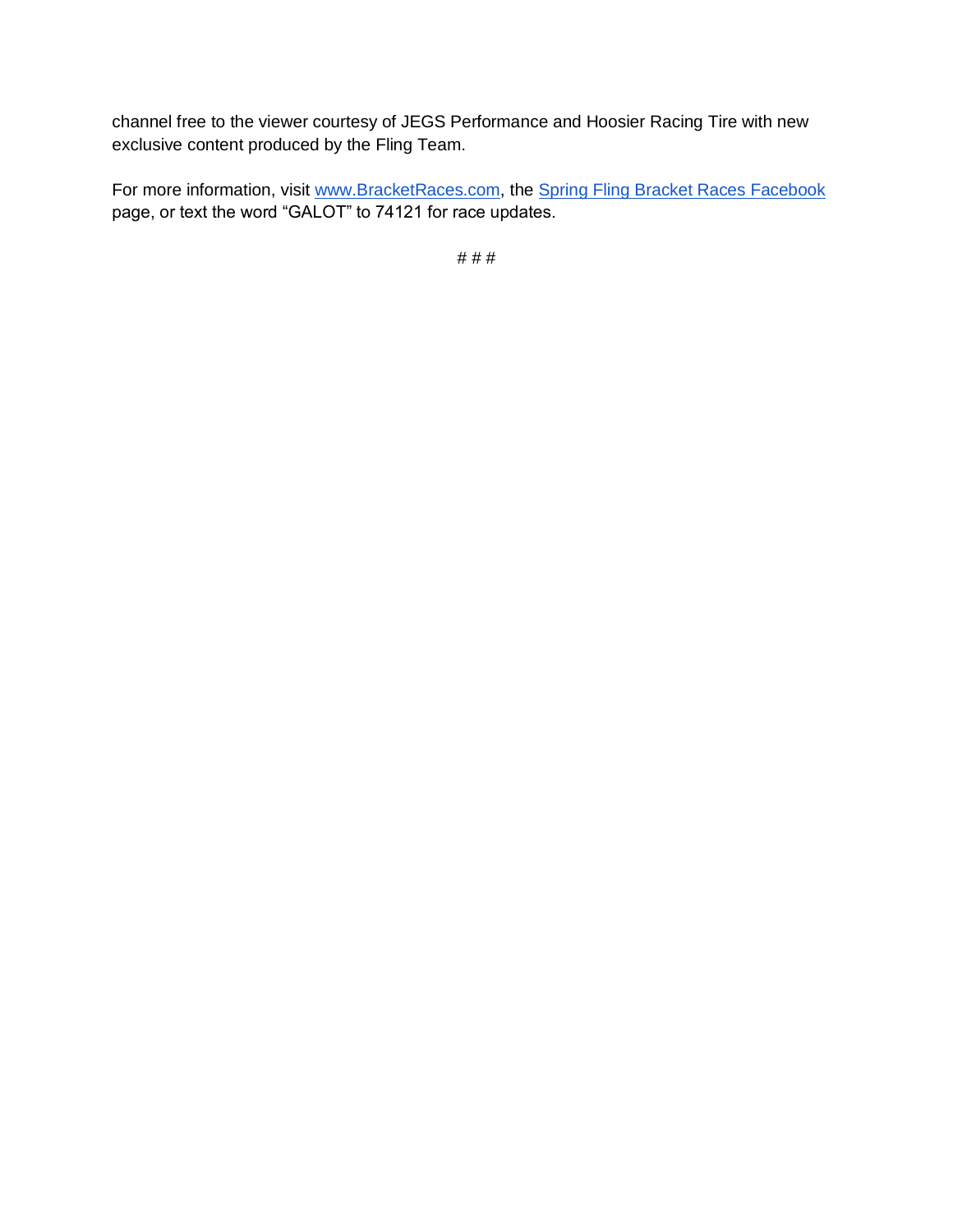channel free to the viewer courtesy of JEGS Performance and Hoosier Racing Tire with new exclusive content produced by the Fling Team.

For more information, visit [www.BracketRaces.com](http://www.BracketRaces.com), the [Spring Fling Bracket Races Facebook](#) page, or text the word “GALOT” to 74121 for race updates.

# # #